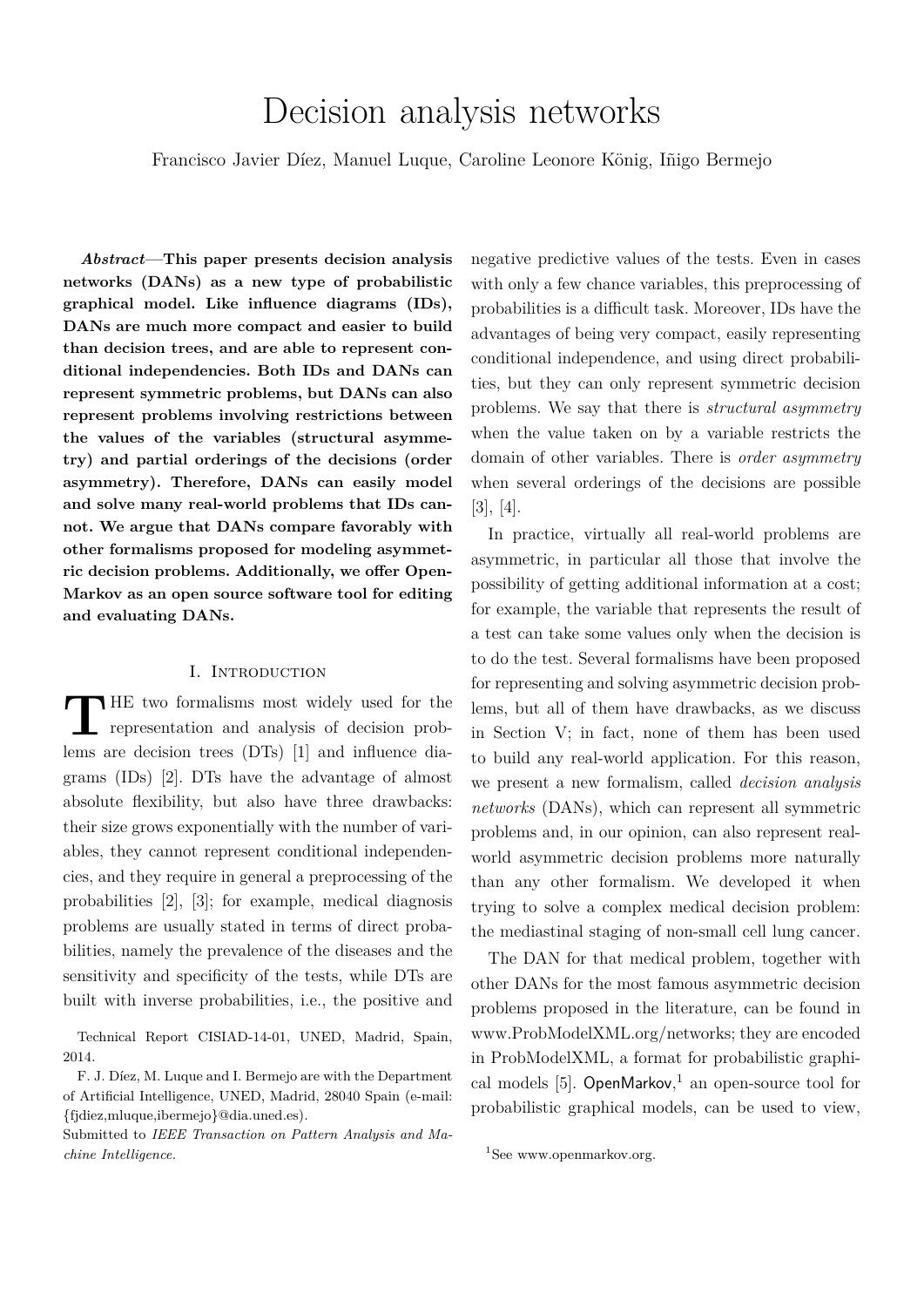# Decision analysis networks

Francisco Javier Díez, Manuel Luque, Caroline Leonore König, Iñigo Bermejo

***Abstract*—This paper presents decision analysis networks (DANs) as a new type of probabilistic graphical model. Like influence diagrams (IDs), DANs are much more compact and easier to build than decision trees, and are able to represent conditional independencies. Both IDs and DANs can represent symmetric problems, but DANs can also represent problems involving restrictions between the values of the variables (structural asymmetry) and partial orderings of the decisions (order asymmetry). Therefore, DANs can easily model and solve many real-world problems that IDs cannot. We argue that DANs compare favorably with other formalisms proposed for modeling asymmetric decision problems. Additionally, we offer OpenMarkov as an open source software tool for editing and evaluating DANs.**

## I. Introduction

The two formalisms most widely used for the representation and analysis of decision problems are decision trees (DTs) [1] and influence diagrams (IDs) [2]. DTs have the advantage of almost absolute flexibility, but also have three drawbacks: their size grows exponentially with the number of variables, they cannot represent conditional independencies, and they require in general a preprocessing of the probabilities [2], [3]; for example, medical diagnosis problems are usually stated in terms of direct probabilities, namely the prevalence of the diseases and the sensitivity and specificity of the tests, while DTs are built with inverse probabilities, i.e., the positive and negative predictive values of the tests. Even in cases with only a few chance variables, this preprocessing of probabilities is a difficult task. Moreover, IDs have the advantages of being very compact, easily representing conditional independence, and using direct probabilities, but they can only represent symmetric decision problems. We say that there is *structural asymmetry* when the value taken on by a variable restricts the domain of other variables. There is *order asymmetry* when several orderings of the decisions are possible [3], [4].

In practice, virtually all real-world problems are asymmetric, in particular all those that involve the possibility of getting additional information at a cost; for example, the variable that represents the result of a test can take some values only when the decision is to do the test. Several formalisms have been proposed for representing and solving asymmetric decision problems, but all of them have drawbacks, as we discuss in Section V; in fact, none of them has been used to build any real-world application. For this reason, we present a new formalism, called *decision analysis networks* (DANs), which can represent all symmetric problems and, in our opinion, can also represent real-world asymmetric decision problems more naturally than any other formalism. We developed it when trying to solve a complex medical decision problem: the mediastinal staging of non-small cell lung cancer.

The DAN for that medical problem, together with other DANs for the most famous asymmetric decision problems proposed in the literature, can be found in www.ProbModelXML.org/networks; they are encoded in ProbModelXML, a format for probabilistic graphical models [5]. OpenMarkov,[1] an open-source tool for probabilistic graphical models, can be used to view,

Technical Report CISIAD-14-01, UNED, Madrid, Spain, 2014.

F. J. Díez, M. Luque and I. Bermejo are with the Department of Artificial Intelligence, UNED, Madrid, 28040 Spain (e-mail: {fjdiez,mluque,ibermejo}@dia.uned.es).

Submitted to *IEEE Transaction on Pattern Analysis and Machine Intelligence*.

[1] See www.openmarkov.org.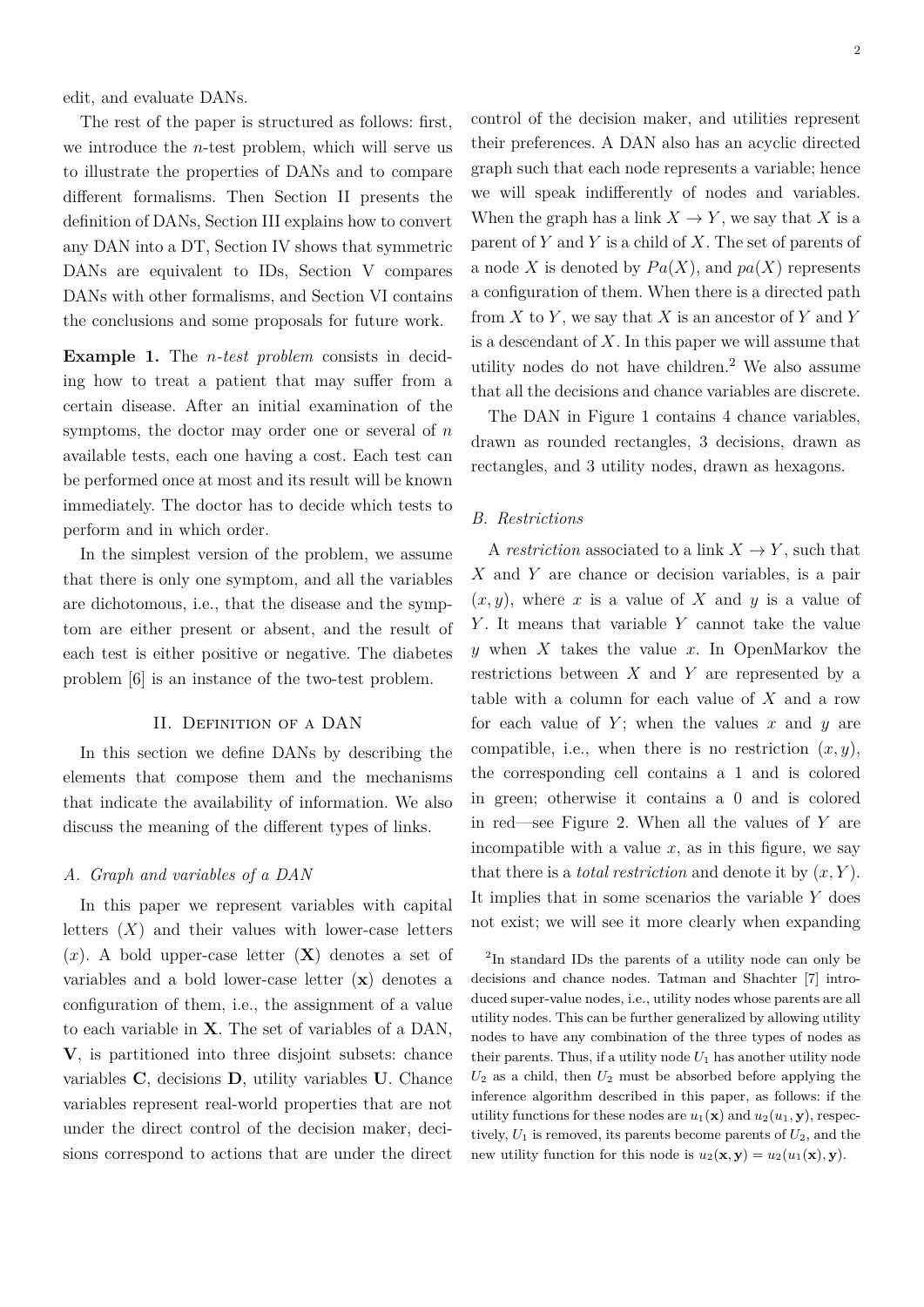edit, and evaluate DANs.

The rest of the paper is structured as follows: first, we introduce the *n*-test problem, which will serve us to illustrate the properties of DANs and to compare different formalisms. Then Section II presents the definition of DANs, Section III explains how to convert any DAN into a DT, Section IV shows that symmetric DANs are equivalent to IDs, Section V compares DANs with other formalisms, and Section VI contains the conclusions and some proposals for future work.

**Example 1.** The *n-test problem* consists in deciding how to treat a patient that may suffer from a certain disease. After an initial examination of the symptoms, the doctor may order one or several of $n$ available tests, each one having a cost. Each test can be performed once at most and its result will be known immediately. The doctor has to decide which tests to perform and in which order.

In the simplest version of the problem, we assume that there is only one symptom, and all the variables are dichotomous, i.e., that the disease and the symptom are either present or absent, and the result of each test is either positive or negative. The diabetes problem [6] is an instance of the two-test problem.

## II. Definition of a DAN

In this section we define DANs by describing the elements that compose them and the mechanisms that indicate the availability of information. We also discuss the meaning of the different types of links.

### A. Graph and variables of a DAN

In this paper we represent variables with capital letters ($X$) and their values with lower-case letters ($x$). A bold upper-case letter ($\mathbf{X}$) denotes a set of variables and a bold lower-case letter ($\mathbf{x}$) denotes a configuration of them, i.e., the assignment of a value to each variable in $\mathbf{X}$. The set of variables of a DAN, $\mathbf{V}$, is partitioned into three disjoint subsets: chance variables $\mathbf{C}$, decisions $\mathbf{D}$, utility variables $\mathbf{U}$. Chance variables represent real-world properties that are not under the direct control of the decision maker, decisions correspond to actions that are under the direct control of the decision maker, and utilities represent their preferences. A DAN also has an acyclic directed graph such that each node represents a variable; hence we will speak indifferently of nodes and variables. When the graph has a link $X \rightarrow Y$, we say that $X$ is a parent of $Y$ and $Y$ is a child of $X$. The set of parents of a node $X$ is denoted by $Pa(X)$, and $pa(X)$ represents a configuration of them. When there is a directed path from $X$ to $Y$, we say that $X$ is an ancestor of $Y$ and $Y$ is a descendant of $X$. In this paper we will assume that utility nodes do not have children.[2] We also assume that all the decisions and chance variables are discrete.

The DAN in Figure 1 contains 4 chance variables, drawn as rounded rectangles, 3 decisions, drawn as rectangles, and 3 utility nodes, drawn as hexagons.

### B. Restrictions

A *restriction* associated to a link $X \rightarrow Y$, such that $X$ and $Y$ are chance or decision variables, is a pair $(x, y)$, where $x$ is a value of $X$ and $y$ is a value of $Y$. It means that variable $Y$ cannot take the value $y$ when $X$ takes the value $x$. In OpenMarkov the restrictions between $X$ and $Y$ are represented by a table with a column for each value of $X$ and a row for each value of $Y$; when the values $x$ and $y$ are compatible, i.e., when there is no restriction $(x, y)$, the corresponding cell contains a 1 and is colored in green; otherwise it contains a 0 and is colored in red—see Figure 2. When all the values of $Y$ are incompatible with a value $x$, as in this figure, we say that there is a *total restriction* and denote it by $(x, Y)$. It implies that in some scenarios the variable $Y$ does not exist; we will see it more clearly when expanding

[2] In standard IDs the parents of a utility node can only be decisions and chance nodes. Tatman and Shachter [7] introduced super-value nodes, i.e., utility nodes whose parents are all utility nodes. This can be further generalized by allowing utility nodes to have any combination of the three types of nodes as their parents. Thus, if a utility node $U_1$ has another utility node $U_2$ as a child, then $U_2$ must be absorbed before applying the inference algorithm described in this paper, as follows: if the utility functions for these nodes are $u_1(\mathbf{x})$ and $u_2(u_1, \mathbf{y})$, respectively, $U_1$ is removed, its parents become parents of $U_2$, and the new utility function for this node is $u_2(\mathbf{x}, \mathbf{y}) = u_2(u_1(\mathbf{x}), \mathbf{y})$.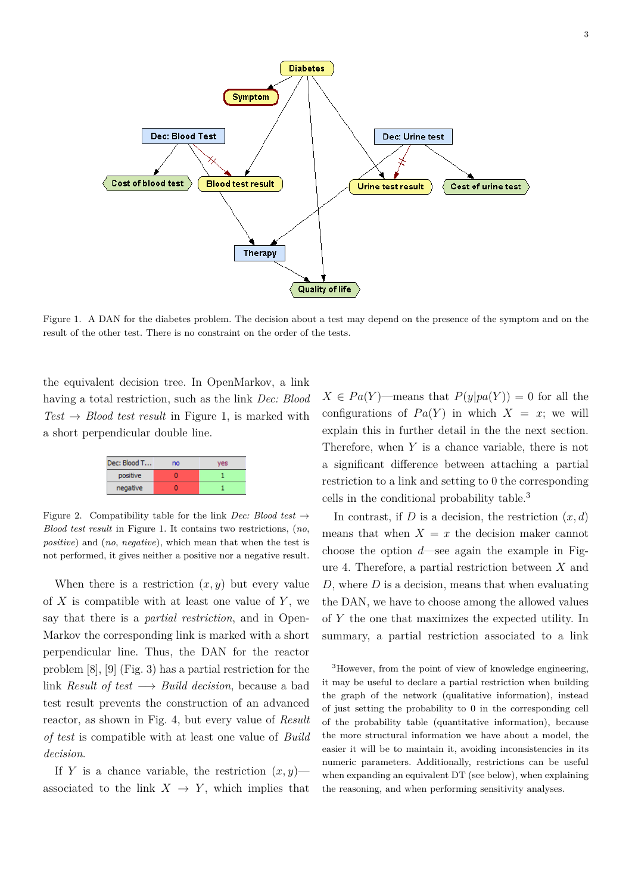Figure 1. A DAN for the diabetes problem. The decision about a test may depend on the presence of the symptom and on the result of the other test. There is no constraint on the order of the tests.

the equivalent decision tree. In OpenMarkov, a link having a total restriction, such as the link *Dec: Blood Test* → *Blood test result* in Figure 1, is marked with a short perpendicular double line.

| Dec: Blood T... | no | yes |
|---|---|---|
| positive | 0 | 1 |
| negative | 0 | 1 |

Figure 2. Compatibility table for the link *Dec: Blood test* → *Blood test result* in Figure 1. It contains two restrictions, (*no*, *positive*) and (*no*, *negative*), which mean that when the test is not performed, it gives neither a positive nor a negative result.

When there is a restriction $(x, y)$ but every value of $X$ is compatible with at least one value of $Y$, we say that there is a *partial restriction*, and in OpenMarkov the corresponding link is marked with a short perpendicular line. Thus, the DAN for the reactor problem [8], [9] (Fig. 3) has a partial restriction for the link *Result of test* ⟶ *Build decision*, because a bad test result prevents the construction of an advanced reactor, as shown in Fig. 4, but every value of *Result of test* is compatible with at least one value of *Build decision*.

If $Y$ is a chance variable, the restriction $(x, y)$—associated to the link $X \to Y$, which implies that $X \in Pa(Y)$—means that $P(y|pa(Y)) = 0$ for all the configurations of $Pa(Y)$ in which $X = x$; we will explain this in further detail in the the next section. Therefore, when $Y$ is a chance variable, there is not a significant difference between attaching a partial restriction to a link and setting to 0 the corresponding cells in the conditional probability table.[3]

In contrast, if $D$ is a decision, the restriction $(x, d)$ means that when $X = x$ the decision maker cannot choose the option $d$—see again the example in Figure 4. Therefore, a partial restriction between $X$ and $D$, where $D$ is a decision, means that when evaluating the DAN, we have to choose among the allowed values of $Y$ the one that maximizes the expected utility. In summary, a partial restriction associated to a link

[3]However, from the point of view of knowledge engineering, it may be useful to declare a partial restriction when building the graph of the network (qualitative information), instead of just setting the probability to 0 in the corresponding cell of the probability table (quantitative information), because the more structural information we have about a model, the easier it will be to maintain it, avoiding inconsistencies in its numeric parameters. Additionally, restrictions can be useful when expanding an equivalent DT (see below), when explaining the reasoning, and when performing sensitivity analyses.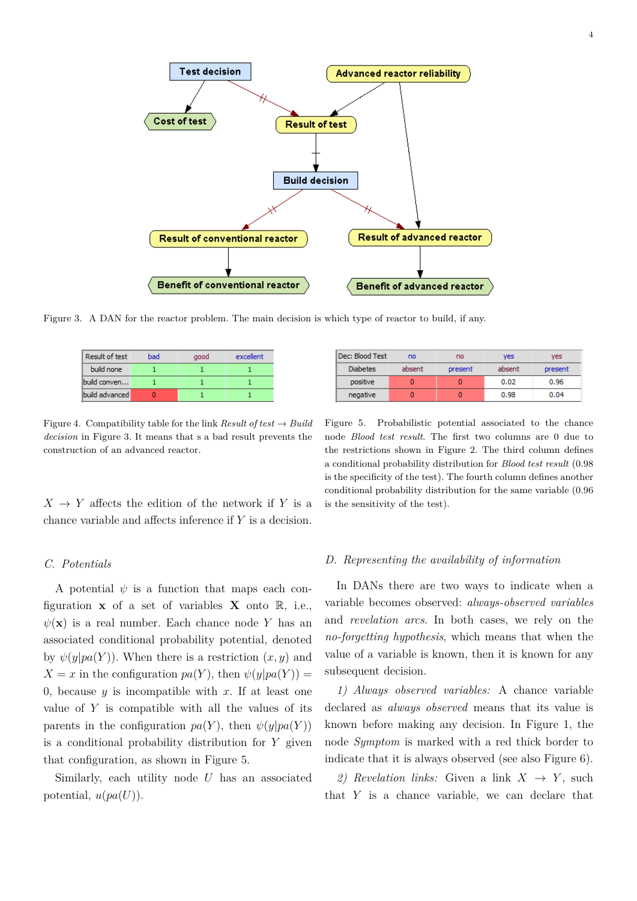Figure 3. A DAN for the reactor problem. The main decision is which type of reactor to build, if any.

| Result of test | bad | good | excellent |
|---|---|---|---|
| build none | 1 | 1 | 1 |
| build conven… | 1 | 1 | 1 |
| build advanced | 0 | 1 | 1 |

Figure 4. Compatibility table for the link *Result of test* → *Build decision* in Figure 3. It means that s a bad result prevents the construction of an advanced reactor.

| Dec: Blood Test | no | no | yes | yes |
|---|---|---|---|---|
| Diabetes | absent | present | absent | present |
| positive | 0 | 0 | 0.02 | 0.96 |
| negative | 0 | 0 | 0.98 | 0.04 |

Figure 5. Probabilistic potential associated to the chance node *Blood test result*. The first two columns are 0 due to the restrictions shown in Figure 2. The third column defines a conditional probability distribution for *Blood test result* (0.98 is the specificity of the test). The fourth column defines another conditional probability distribution for the same variable (0.96 is the sensitivity of the test).

$X \to Y$ affects the edition of the network if $Y$ is a chance variable and affects inference if $Y$ is a decision.

### C. Potentials

A potential $\psi$ is a function that maps each configuration $\mathbf{x}$ of a set of variables $\mathbf{X}$ onto $\mathbb{R}$, i.e., $\psi(\mathbf{x})$ is a real number. Each chance node $Y$ has an associated conditional probability potential, denoted by $\psi(y|pa(Y))$. When there is a restriction $(x, y)$ and $X = x$ in the configuration $pa(Y)$, then $\psi(y|pa(Y)) = 0$, because $y$ is incompatible with $x$. If at least one value of $Y$ is compatible with all the values of its parents in the configuration $pa(Y)$, then $\psi(y|pa(Y))$ is a conditional probability distribution for $Y$ given that configuration, as shown in Figure 5.

Similarly, each utility node $U$ has an associated potential, $u(pa(U))$.

### D. Representing the availability of information

In DANs there are two ways to indicate when a variable becomes observed: *always-observed variables* and *revelation arcs*. In both cases, we rely on the *no-forgetting hypothesis*, which means that when the value of a variable is known, then it is known for any subsequent decision.

*1) Always observed variables:* A chance variable declared as *always observed* means that its value is known before making any decision. In Figure 1, the node *Symptom* is marked with a red thick border to indicate that it is always observed (see also Figure 6).

*2) Revelation links:* Given a link $X \to Y$, such that $Y$ is a chance variable, we can declare that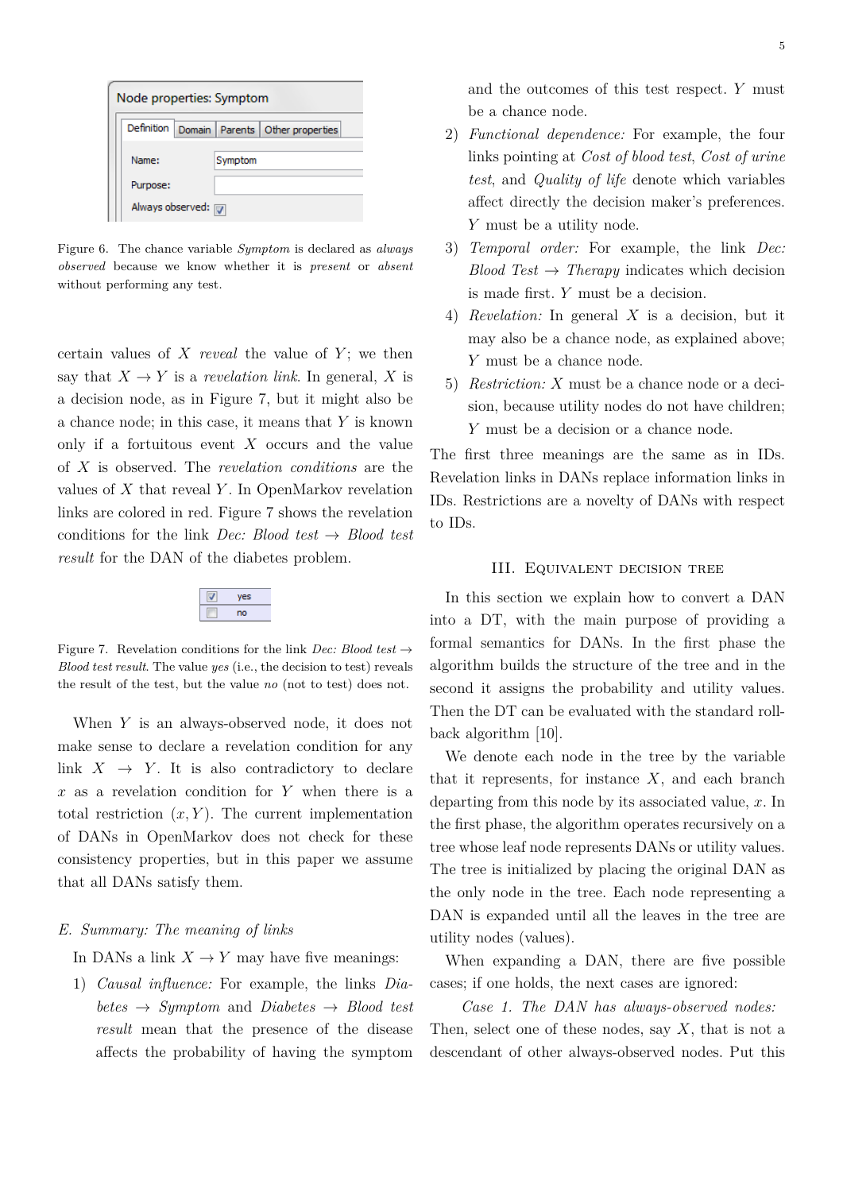Figure 6. The chance variable *Symptom* is declared as *always observed* because we know whether it is *present* or *absent* without performing any test.

certain values of $X$ *reveal* the value of $Y$; we then say that $X \to Y$ is a *revelation link*. In general, $X$ is a decision node, as in Figure 7, but it might also be a chance node; in this case, it means that $Y$ is known only if a fortuitous event $X$ occurs and the value of $X$ is observed. The *revelation conditions* are the values of $X$ that reveal $Y$. In OpenMarkov revelation links are colored in red. Figure 7 shows the revelation conditions for the link *Dec: Blood test* $\to$ *Blood test result* for the DAN of the diabetes problem.

Figure 7. Revelation conditions for the link *Dec: Blood test* $\to$ *Blood test result*. The value *yes* (i.e., the decision to test) reveals the result of the test, but the value *no* (not to test) does not.

When $Y$ is an always-observed node, it does not make sense to declare a revelation condition for any link $X \to Y$. It is also contradictory to declare $x$ as a revelation condition for $Y$ when there is a total restriction $(x, Y)$. The current implementation of DANs in OpenMarkov does not check for these consistency properties, but in this paper we assume that all DANs satisfy them.

### E. Summary: The meaning of links

In DANs a link $X \to Y$ may have five meanings:

1) *Causal influence:* For example, the links *Diabetes* $\to$ *Symptom* and *Diabetes* $\to$ *Blood test result* mean that the presence of the disease affects the probability of having the symptom and the outcomes of this test respect. $Y$ must be a chance node.
2) *Functional dependence:* For example, the four links pointing at *Cost of blood test*, *Cost of urine test*, and *Quality of life* denote which variables affect directly the decision maker's preferences. $Y$ must be a utility node.
3) *Temporal order:* For example, the link *Dec: Blood Test* $\to$ *Therapy* indicates which decision is made first. $Y$ must be a decision.
4) *Revelation:* In general $X$ is a decision, but it may also be a chance node, as explained above; $Y$ must be a chance node.
5) *Restriction:* $X$ must be a chance node or a decision, because utility nodes do not have children; $Y$ must be a decision or a chance node.

The first three meanings are the same as in IDs. Revelation links in DANs replace information links in IDs. Restrictions are a novelty of DANs with respect to IDs.

## III. Equivalent decision tree

In this section we explain how to convert a DAN into a DT, with the main purpose of providing a formal semantics for DANs. In the first phase the algorithm builds the structure of the tree and in the second it assigns the probability and utility values. Then the DT can be evaluated with the standard roll-back algorithm [10].

We denote each node in the tree by the variable that it represents, for instance $X$, and each branch departing from this node by its associated value, $x$. In the first phase, the algorithm operates recursively on a tree whose leaf node represents DANs or utility values. The tree is initialized by placing the original DAN as the only node in the tree. Each node representing a DAN is expanded until all the leaves in the tree are utility nodes (values).

When expanding a DAN, there are five possible cases; if one holds, the next cases are ignored:

*Case 1. The DAN has always-observed nodes:* Then, select one of these nodes, say $X$, that is not a descendant of other always-observed nodes. Put this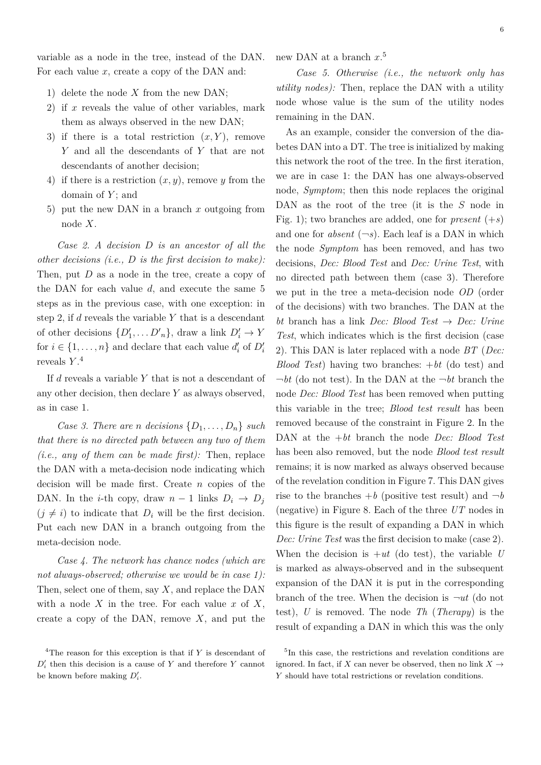variable as a node in the tree, instead of the DAN. For each value $x$, create a copy of the DAN and:

1) delete the node $X$ from the new DAN;
2) if $x$ reveals the value of other variables, mark them as always observed in the new DAN;
3) if there is a total restriction $(x, Y)$, remove $Y$ and all the descendants of $Y$ that are not descendants of another decision;
4) if there is a restriction $(x, y)$, remove $y$ from the domain of $Y$; and
5) put the new DAN in a branch $x$ outgoing from node $X$.

*Case 2. A decision $D$ is an ancestor of all the other decisions (i.e., $D$ is the first decision to make):* Then, put $D$ as a node in the tree, create a copy of the DAN for each value $d$, and execute the same 5 steps as in the previous case, with one exception: in step 2, if $d$ reveals the variable $Y$ that is a descendant of other decisions $\{D'_1, \dots D'_n\}$, draw a link $D'_i \to Y$ for $i \in \{1, \dots, n\}$ and declare that each value $d'_i$ of $D'_i$ reveals $Y$.[4]

If $d$ reveals a variable $Y$ that is not a descendant of any other decision, then declare $Y$ as always observed, as in case 1.

*Case 3. There are $n$ decisions $\{D_1, \dots, D_n\}$ such that there is no directed path between any two of them (i.e., any of them can be made first):* Then, replace the DAN with a meta-decision node indicating which decision will be made first. Create $n$ copies of the DAN. In the $i$-th copy, draw $n-1$ links $D_i \to D_j$ $(j \neq i)$ to indicate that $D_i$ will be the first decision. Put each new DAN in a branch outgoing from the meta-decision node.

*Case 4. The network has chance nodes (which are not always-observed; otherwise we would be in case 1):* Then, select one of them, say $X$, and replace the DAN with a node $X$ in the tree. For each value $x$ of $X$, create a copy of the DAN, remove $X$, and put the new DAN at a branch $x$.[5]

*Case 5. Otherwise (i.e., the network only has utility nodes):* Then, replace the DAN with a utility node whose value is the sum of the utility nodes remaining in the DAN.

As an example, consider the conversion of the diabetes DAN into a DT. The tree is initialized by making this network the root of the tree. In the first iteration, we are in case 1: the DAN has one always-observed node, *Symptom*; then this node replaces the original DAN as the root of the tree (it is the $S$ node in Fig. 1); two branches are added, one for *present* $(+s)$ and one for *absent* $(\neg s)$. Each leaf is a DAN in which the node *Symptom* has been removed, and has two decisions, *Dec: Blood Test* and *Dec: Urine Test*, with no directed path between them (case 3). Therefore we put in the tree a meta-decision node *OD* (order of the decisions) with two branches. The DAN at the *bt* branch has a link *Dec: Blood Test* $\to$ *Dec: Urine Test*, which indicates which is the first decision (case 2). This DAN is later replaced with a node *BT* (*Dec: Blood Test*) having two branches: $+bt$ (do test) and $\neg bt$ (do not test). In the DAN at the $\neg bt$ branch the node *Dec: Blood Test* has been removed when putting this variable in the tree; *Blood test result* has been removed because of the constraint in Figure 2. In the DAN at the $+bt$ branch the node *Dec: Blood Test* has been also removed, but the node *Blood test result* remains; it is now marked as always observed because of the revelation condition in Figure 7. This DAN gives rise to the branches $+b$ (positive test result) and $\neg b$ (negative) in Figure 8. Each of the three *UT* nodes in this figure is the result of expanding a DAN in which *Dec: Urine Test* was the first decision to make (case 2). When the decision is $+ut$ (do test), the variable $U$ is marked as always-observed and in the subsequent expansion of the DAN it is put in the corresponding branch of the tree. When the decision is $\neg ut$ (do not test), $U$ is removed. The node *Th* (*Therapy*) is the result of expanding a DAN in which this was the only

[4] The reason for this exception is that if $Y$ is descendant of $D'_i$ then this decision is a cause of $Y$ and therefore $Y$ cannot be known before making $D'_i$.

[5] In this case, the restrictions and revelation conditions are ignored. In fact, if $X$ can never be observed, then no link $X \to Y$ should have total restrictions or revelation conditions.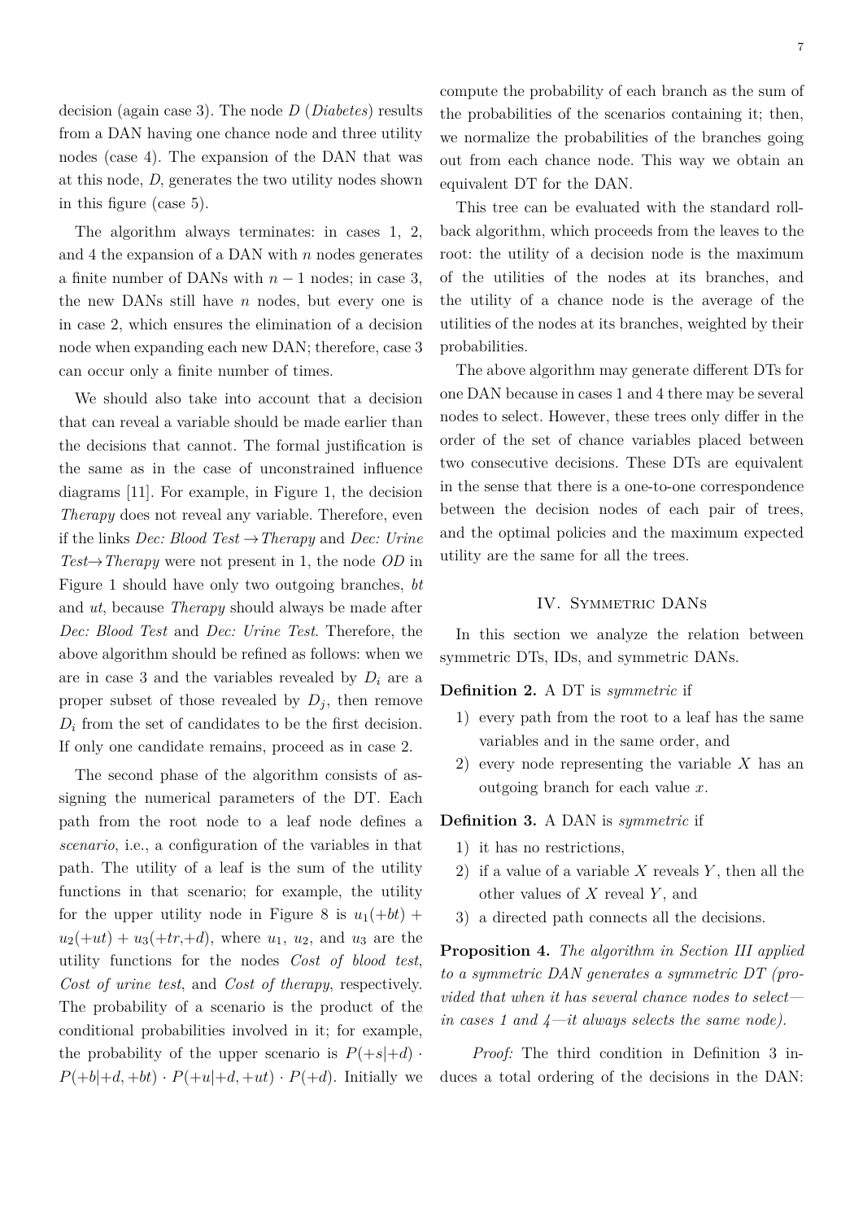decision (again case 3). The node *D* (*Diabetes*) results from a DAN having one chance node and three utility nodes (case 4). The expansion of the DAN that was at this node, *D*, generates the two utility nodes shown in this figure (case 5).

The algorithm always terminates: in cases 1, 2, and 4 the expansion of a DAN with $n$ nodes generates a finite number of DANs with $n-1$ nodes; in case 3, the new DANs still have $n$ nodes, but every one is in case 2, which ensures the elimination of a decision node when expanding each new DAN; therefore, case 3 can occur only a finite number of times.

We should also take into account that a decision that can reveal a variable should be made earlier than the decisions that cannot. The formal justification is the same as in the case of unconstrained influence diagrams [11]. For example, in Figure 1, the decision *Therapy* does not reveal any variable. Therefore, even if the links *Dec: Blood Test* → *Therapy* and *Dec: Urine Test*→ *Therapy* were not present in 1, the node *OD* in Figure 1 should have only two outgoing branches, *bt* and *ut*, because *Therapy* should always be made after *Dec: Blood Test* and *Dec: Urine Test*. Therefore, the above algorithm should be refined as follows: when we are in case 3 and the variables revealed by $D_i$ are a proper subset of those revealed by $D_j$, then remove $D_i$ from the set of candidates to be the first decision. If only one candidate remains, proceed as in case 2.

The second phase of the algorithm consists of assigning the numerical parameters of the DT. Each path from the root node to a leaf node defines a *scenario*, i.e., a configuration of the variables in that path. The utility of a leaf is the sum of the utility functions in that scenario; for example, the utility for the upper utility node in Figure 8 is $u_1(+bt) + u_2(+ut) + u_3(+tr,+d)$, where $u_1$, $u_2$, and $u_3$ are the utility functions for the nodes *Cost of blood test*, *Cost of urine test*, and *Cost of therapy*, respectively. The probability of a scenario is the product of the conditional probabilities involved in it; for example, the probability of the upper scenario is $P(+s|+d) \cdot P(+b|+d,+bt) \cdot P(+u|+d,+ut) \cdot P(+d)$. Initially we compute the probability of each branch as the sum of the probabilities of the scenarios containing it; then, we normalize the probabilities of the branches going out from each chance node. This way we obtain an equivalent DT for the DAN.

This tree can be evaluated with the standard rollback algorithm, which proceeds from the leaves to the root: the utility of a decision node is the maximum of the utilities of the nodes at its branches, and the utility of a chance node is the average of the utilities of the nodes at its branches, weighted by their probabilities.

The above algorithm may generate different DTs for one DAN because in cases 1 and 4 there may be several nodes to select. However, these trees only differ in the order of the set of chance variables placed between two consecutive decisions. These DTs are equivalent in the sense that there is a one-to-one correspondence between the decision nodes of each pair of trees, and the optimal policies and the maximum expected utility are the same for all the trees.

## IV. Symmetric DANs

In this section we analyze the relation between symmetric DTs, IDs, and symmetric DANs.

**Definition 2.** A DT is *symmetric* if

1) every path from the root to a leaf has the same variables and in the same order, and
2) every node representing the variable $X$ has an outgoing branch for each value $x$.

**Definition 3.** A DAN is *symmetric* if

1) it has no restrictions,
2) if a value of a variable $X$ reveals $Y$, then all the other values of $X$ reveal $Y$, and
3) a directed path connects all the decisions.

**Proposition 4.** *The algorithm in Section III applied to a symmetric DAN generates a symmetric DT (provided that when it has several chance nodes to select—in cases 1 and 4—it always selects the same node).*

*Proof:* The third condition in Definition 3 induces a total ordering of the decisions in the DAN: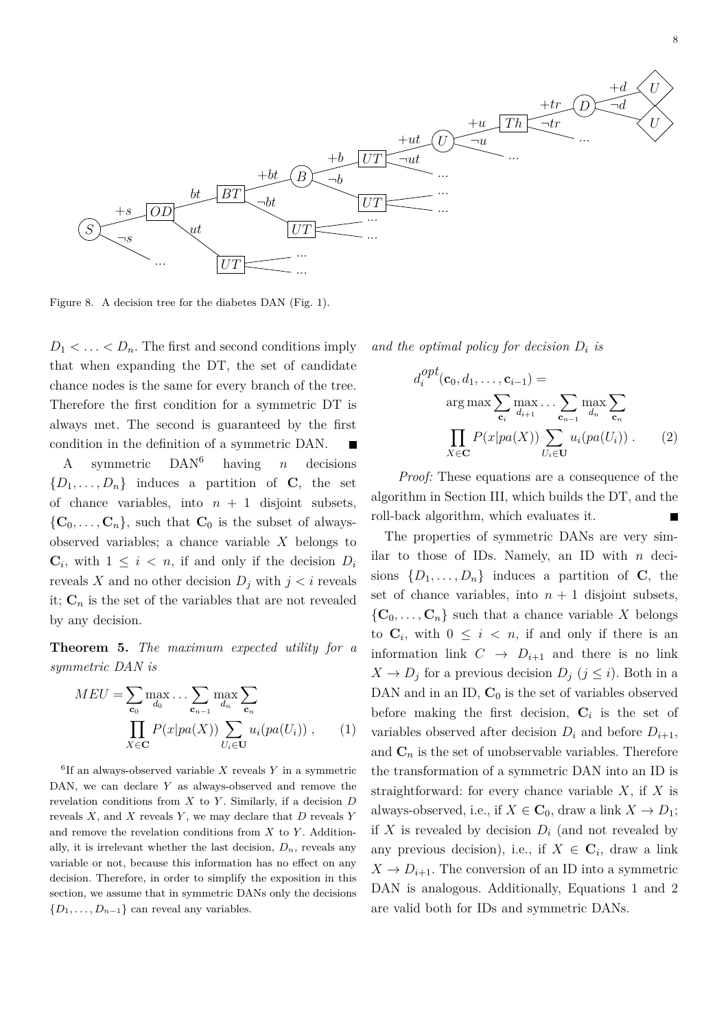Figure 8. A decision tree for the diabetes DAN (Fig. 1).

$D_1 < \ldots < D_n$. The first and second conditions imply that when expanding the DT, the set of candidate chance nodes is the same for every branch of the tree. Therefore the first condition for a symmetric DT is always met. The second is guaranteed by the first condition in the definition of a symmetric DAN. ∎

A symmetric DAN[6] having $n$ decisions $\{D_1, \ldots, D_n\}$ induces a partition of $\mathbf{C}$, the set of chance variables, into $n+1$ disjoint subsets, $\{\mathbf{C}_0, \ldots, \mathbf{C}_n\}$, such that $\mathbf{C}_0$ is the subset of always-observed variables; a chance variable $X$ belongs to $\mathbf{C}_i$, with $1 \leq i < n$, if and only if the decision $D_i$ reveals $X$ and no other decision $D_j$ with $j < i$ reveals it; $\mathbf{C}_n$ is the set of the variables that are not revealed by any decision.

**Theorem 5.** *The maximum expected utility for a symmetric DAN is*

$$MEU = \sum_{\mathbf{c}_0} \max_{d_0} \ldots \sum_{\mathbf{c}_{n-1}} \max_{d_n} \sum_{\mathbf{c}_n} \prod_{X \in \mathbf{C}} P(x|pa(X)) \sum_{U_i \in \mathbf{U}} u_i(pa(U_i)) \,, \quad (1)$$

*and the optimal policy for decision $D_i$ is*

$$d_i^{opt}(\mathbf{c}_0, d_1, \ldots, \mathbf{c}_{i-1}) = \arg\max \sum_{\mathbf{c}_i} \max_{d_{i+1}} \ldots \sum_{\mathbf{c}_{n-1}} \max_{d_n} \sum_{\mathbf{c}_n} \prod_{X \in \mathbf{C}} P(x|pa(X)) \sum_{U_i \in \mathbf{U}} u_i(pa(U_i)) \,. \quad (2)$$

*Proof:* These equations are a consequence of the algorithm in Section III, which builds the DT, and the roll-back algorithm, which evaluates it. ∎

The properties of symmetric DANs are very similar to those of IDs. Namely, an ID with $n$ decisions $\{D_1, \ldots, D_n\}$ induces a partition of $\mathbf{C}$, the set of chance variables, into $n+1$ disjoint subsets, $\{\mathbf{C}_0, \ldots, \mathbf{C}_n\}$ such that a chance variable $X$ belongs to $\mathbf{C}_i$, with $0 \leq i < n$, if and only if there is an information link $C \rightarrow D_{i+1}$ and there is no link $X \rightarrow D_j$ for a previous decision $D_j$ ($j \leq i$). Both in a DAN and in an ID, $\mathbf{C}_0$ is the set of variables observed before making the first decision, $\mathbf{C}_i$ is the set of variables observed after decision $D_i$ and before $D_{i+1}$, and $\mathbf{C}_n$ is the set of unobservable variables. Therefore the transformation of a symmetric DAN into an ID is straightforward: for every chance variable $X$, if $X$ is always-observed, i.e., if $X \in \mathbf{C}_0$, draw a link $X \rightarrow D_1$; if $X$ is revealed by decision $D_i$ (and not revealed by any previous decision), i.e., if $X \in \mathbf{C}_i$, draw a link $X \rightarrow D_{i+1}$. The conversion of an ID into a symmetric DAN is analogous. Additionally, Equations 1 and 2 are valid both for IDs and symmetric DANs.

[6] If an always-observed variable $X$ reveals $Y$ in a symmetric DAN, we can declare $Y$ as always-observed and remove the revelation conditions from $X$ to $Y$. Similarly, if a decision $D$ reveals $X$, and $X$ reveals $Y$, we may declare that $D$ reveals $Y$ and remove the revelation conditions from $X$ to $Y$. Additionally, it is irrelevant whether the last decision, $D_n$, reveals any variable or not, because this information has no effect on any decision. Therefore, in order to simplify the exposition in this section, we assume that in symmetric DANs only the decisions $\{D_1, \ldots, D_{n-1}\}$ can reveal any variables.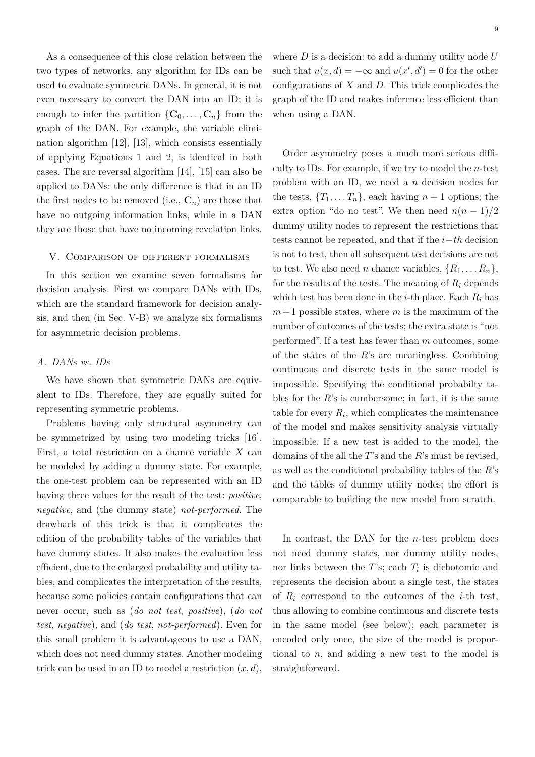As a consequence of this close relation between the two types of networks, any algorithm for IDs can be used to evaluate symmetric DANs. In general, it is not even necessary to convert the DAN into an ID; it is enough to infer the partition $\{\mathbf{C}_0, \ldots, \mathbf{C}_n\}$ from the graph of the DAN. For example, the variable elimination algorithm [12], [13], which consists essentially of applying Equations 1 and 2, is identical in both cases. The arc reversal algorithm [14], [15] can also be applied to DANs: the only difference is that in an ID the first nodes to be removed (i.e., $\mathbf{C}_n$) are those that have no outgoing information links, while in a DAN they are those that have no incoming revelation links.

## V. Comparison of different formalisms

In this section we examine seven formalisms for decision analysis. First we compare DANs with IDs, which are the standard framework for decision analysis, and then (in Sec. V-B) we analyze six formalisms for asymmetric decision problems.

### A. DANs vs. IDs

We have shown that symmetric DANs are equivalent to IDs. Therefore, they are equally suited for representing symmetric problems.

Problems having only structural asymmetry can be symmetrized by using two modeling tricks [16]. First, a total restriction on a chance variable $X$ can be modeled by adding a dummy state. For example, the one-test problem can be represented with an ID having three values for the result of the test: *positive*, *negative*, and (the dummy state) *not-performed*. The drawback of this trick is that it complicates the edition of the probability tables of the variables that have dummy states. It also makes the evaluation less efficient, due to the enlarged probability and utility tables, and complicates the interpretation of the results, because some policies contain configurations that can never occur, such as (*do not test*, *positive*), (*do not test*, *negative*), and (*do test*, *not-performed*). Even for this small problem it is advantageous to use a DAN, which does not need dummy states. Another modeling trick can be used in an ID to model a restriction $(x, d)$, where $D$ is a decision: to add a dummy utility node $U$ such that $u(x, d) = -\infty$ and $u(x', d') = 0$ for the other configurations of $X$ and $D$. This trick complicates the graph of the ID and makes inference less efficient than when using a DAN.

Order asymmetry poses a much more serious difficulty to IDs. For example, if we try to model the $n$-test problem with an ID, we need a $n$ decision nodes for the tests, $\{T_1, \ldots T_n\}$, each having $n+1$ options; the extra option "do no test". We then need $n(n-1)/2$ dummy utility nodes to represent the restrictions that tests cannot be repeated, and that if the $i-th$ decision is not to test, then all subsequent test decisions are not to test. We also need $n$ chance variables, $\{R_1, \ldots R_n\}$, for the results of the tests. The meaning of $R_i$ depends which test has been done in the $i$-th place. Each $R_i$ has $m+1$ possible states, where $m$ is the maximum of the number of outcomes of the tests; the extra state is "not performed". If a test has fewer than $m$ outcomes, some of the states of the $R$'s are meaningless. Combining continuous and discrete tests in the same model is impossible. Specifying the conditional probabilty tables for the $R$'s is cumbersome; in fact, it is the same table for every $R_i$, which complicates the maintenance of the model and makes sensitivity analysis virtually impossible. If a new test is added to the model, the domains of the all the $T$'s and the $R$'s must be revised, as well as the conditional probability tables of the $R$'s and the tables of dummy utility nodes; the effort is comparable to building the new model from scratch.

In contrast, the DAN for the $n$-test problem does not need dummy states, nor dummy utility nodes, nor links between the $T$'s; each $T_i$ is dichotomic and represents the decision about a single test, the states of $R_i$ correspond to the outcomes of the $i$-th test, thus allowing to combine continuous and discrete tests in the same model (see below); each parameter is encoded only once, the size of the model is proportional to $n$, and adding a new test to the model is straightforward.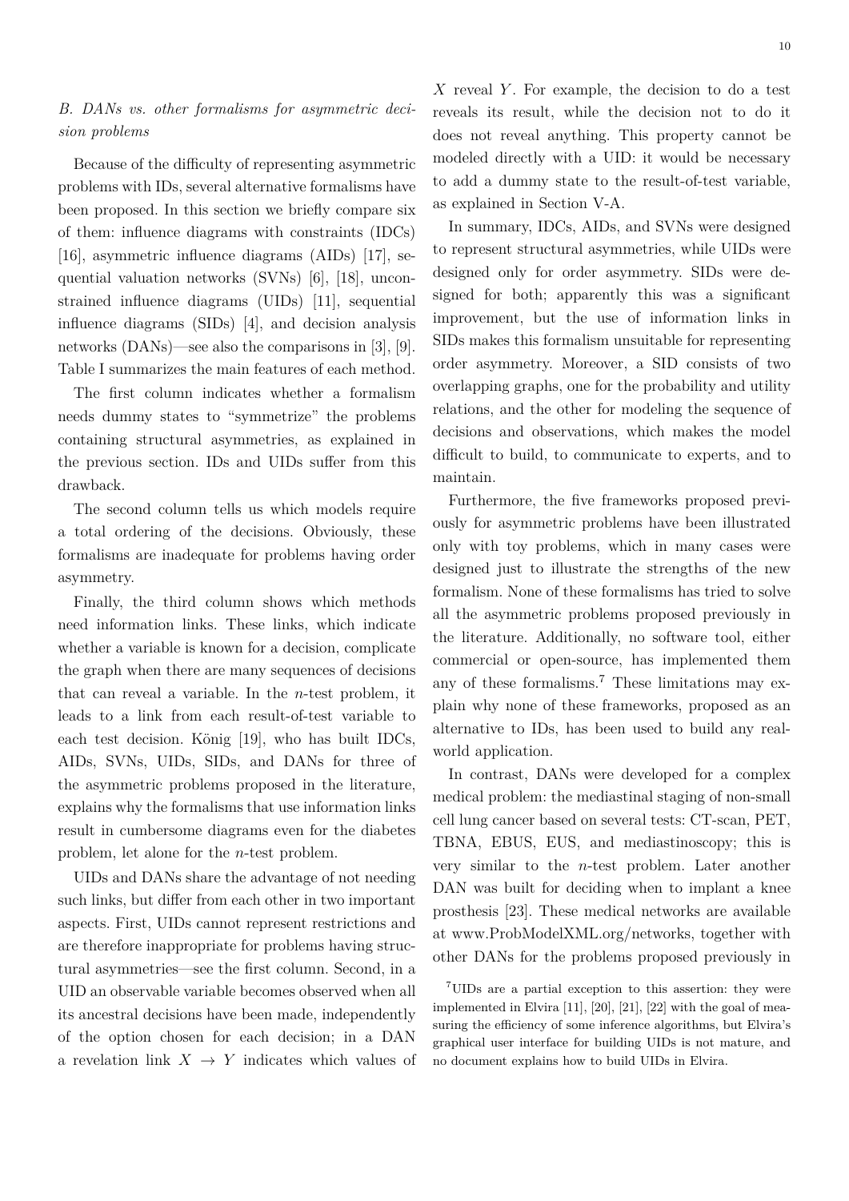### *B. DANs vs. other formalisms for asymmetric decision problems*

Because of the difficulty of representing asymmetric problems with IDs, several alternative formalisms have been proposed. In this section we briefly compare six of them: influence diagrams with constraints (IDCs) [16], asymmetric influence diagrams (AIDs) [17], sequential valuation networks (SVNs) [6], [18], unconstrained influence diagrams (UIDs) [11], sequential influence diagrams (SIDs) [4], and decision analysis networks (DANs)—see also the comparisons in [3], [9]. Table I summarizes the main features of each method.

The first column indicates whether a formalism needs dummy states to "symmetrize" the problems containing structural asymmetries, as explained in the previous section. IDs and UIDs suffer from this drawback.

The second column tells us which models require a total ordering of the decisions. Obviously, these formalisms are inadequate for problems having order asymmetry.

Finally, the third column shows which methods need information links. These links, which indicate whether a variable is known for a decision, complicate the graph when there are many sequences of decisions that can reveal a variable. In the $n$-test problem, it leads to a link from each result-of-test variable to each test decision. König [19], who has built IDCs, AIDs, SVNs, UIDs, SIDs, and DANs for three of the asymmetric problems proposed in the literature, explains why the formalisms that use information links result in cumbersome diagrams even for the diabetes problem, let alone for the $n$-test problem.

UIDs and DANs share the advantage of not needing such links, but differ from each other in two important aspects. First, UIDs cannot represent restrictions and are therefore inappropriate for problems having structural asymmetries—see the first column. Second, in a UID an observable variable becomes observed when all its ancestral decisions have been made, independently of the option chosen for each decision; in a DAN a revelation link $X \rightarrow Y$ indicates which values of $X$ reveal $Y$. For example, the decision to do a test reveals its result, while the decision not to do it does not reveal anything. This property cannot be modeled directly with a UID: it would be necessary to add a dummy state to the result-of-test variable, as explained in Section V-A.

In summary, IDCs, AIDs, and SVNs were designed to represent structural asymmetries, while UIDs were designed only for order asymmetry. SIDs were designed for both; apparently this was a significant improvement, but the use of information links in SIDs makes this formalism unsuitable for representing order asymmetry. Moreover, a SID consists of two overlapping graphs, one for the probability and utility relations, and the other for modeling the sequence of decisions and observations, which makes the model difficult to build, to communicate to experts, and to maintain.

Furthermore, the five frameworks proposed previously for asymmetric problems have been illustrated only with toy problems, which in many cases were designed just to illustrate the strengths of the new formalism. None of these formalisms has tried to solve all the asymmetric problems proposed previously in the literature. Additionally, no software tool, either commercial or open-source, has implemented them any of these formalisms.[7] These limitations may explain why none of these frameworks, proposed as an alternative to IDs, has been used to build any real-world application.

In contrast, DANs were developed for a complex medical problem: the mediastinal staging of non-small cell lung cancer based on several tests: CT-scan, PET, TBNA, EBUS, EUS, and mediastinoscopy; this is very similar to the $n$-test problem. Later another DAN was built for deciding when to implant a knee prosthesis [23]. These medical networks are available at www.ProbModelXML.org/networks, together with other DANs for the problems proposed previously in

[7] UIDs are a partial exception to this assertion: they were implemented in Elvira [11], [20], [21], [22] with the goal of measuring the efficiency of some inference algorithms, but Elvira's graphical user interface for building UIDs is not mature, and no document explains how to build UIDs in Elvira.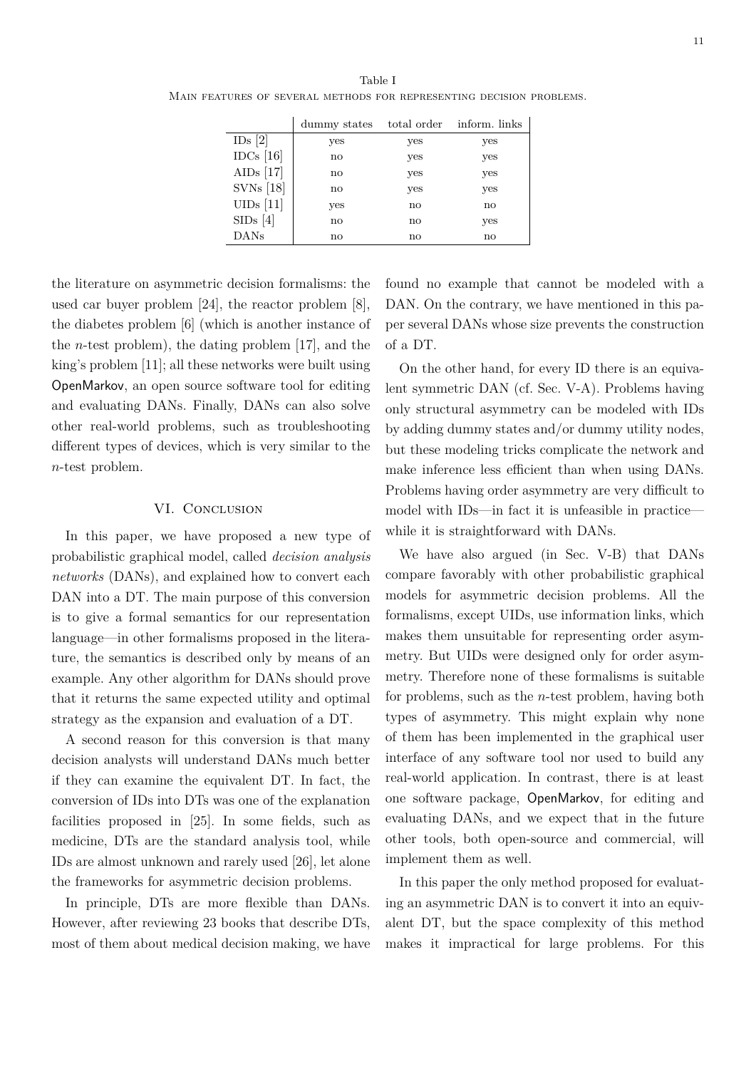Table I
Main features of several methods for representing decision problems.

| | dummy states | total order | inform. links |
|---|---|---|---|
| IDs [2] | yes | yes | yes |
| IDCs [16] | no | yes | yes |
| AIDs [17] | no | yes | yes |
| SVNs [18] | no | yes | yes |
| UIDs [11] | yes | no | no |
| SIDs [4] | no | no | yes |
| DANs | no | no | no |

the literature on asymmetric decision formalisms: the used car buyer problem [24], the reactor problem [8], the diabetes problem [6] (which is another instance of the $n$-test problem), the dating problem [17], and the king's problem [11]; all these networks were built using OpenMarkov, an open source software tool for editing and evaluating DANs. Finally, DANs can also solve other real-world problems, such as troubleshooting different types of devices, which is very similar to the $n$-test problem.

## VI. Conclusion

In this paper, we have proposed a new type of probabilistic graphical model, called *decision analysis networks* (DANs), and explained how to convert each DAN into a DT. The main purpose of this conversion is to give a formal semantics for our representation language—in other formalisms proposed in the literature, the semantics is described only by means of an example. Any other algorithm for DANs should prove that it returns the same expected utility and optimal strategy as the expansion and evaluation of a DT.

A second reason for this conversion is that many decision analysts will understand DANs much better if they can examine the equivalent DT. In fact, the conversion of IDs into DTs was one of the explanation facilities proposed in [25]. In some fields, such as medicine, DTs are the standard analysis tool, while IDs are almost unknown and rarely used [26], let alone the frameworks for asymmetric decision problems.

In principle, DTs are more flexible than DANs. However, after reviewing 23 books that describe DTs, most of them about medical decision making, we have found no example that cannot be modeled with a DAN. On the contrary, we have mentioned in this paper several DANs whose size prevents the construction of a DT.

On the other hand, for every ID there is an equivalent symmetric DAN (cf. Sec. V-A). Problems having only structural asymmetry can be modeled with IDs by adding dummy states and/or dummy utility nodes, but these modeling tricks complicate the network and make inference less efficient than when using DANs. Problems having order asymmetry are very difficult to model with IDs—in fact it is unfeasible in practice—while it is straightforward with DANs.

We have also argued (in Sec. V-B) that DANs compare favorably with other probabilistic graphical models for asymmetric decision problems. All the formalisms, except UIDs, use information links, which makes them unsuitable for representing order asymmetry. But UIDs were designed only for order asymmetry. Therefore none of these formalisms is suitable for problems, such as the $n$-test problem, having both types of asymmetry. This might explain why none of them has been implemented in the graphical user interface of any software tool nor used to build any real-world application. In contrast, there is at least one software package, OpenMarkov, for editing and evaluating DANs, and we expect that in the future other tools, both open-source and commercial, will implement them as well.

In this paper the only method proposed for evaluating an asymmetric DAN is to convert it into an equivalent DT, but the space complexity of this method makes it impractical for large problems. For this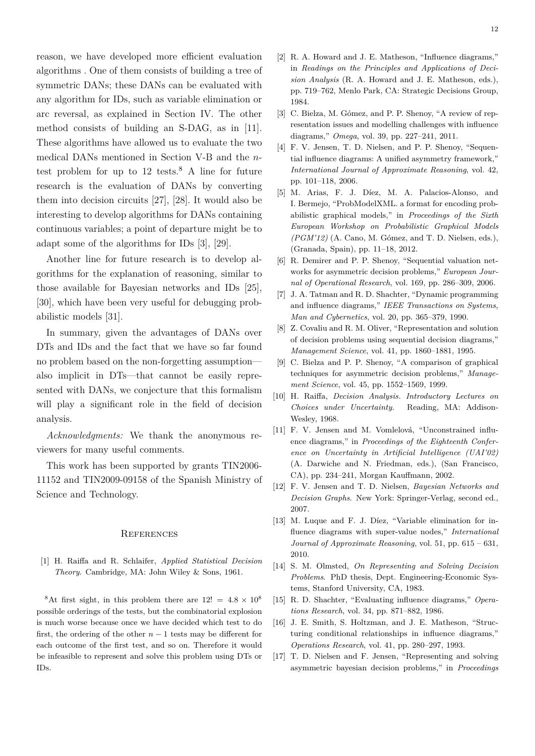reason, we have developed more efficient evaluation algorithms . One of them consists of building a tree of symmetric DANs; these DANs can be evaluated with any algorithm for IDs, such as variable elimination or arc reversal, as explained in Section IV. The other method consists of building an S-DAG, as in [11]. These algorithms have allowed us to evaluate the two medical DANs mentioned in Section V-B and the $n$-test problem for up to 12 tests.[8] A line for future research is the evaluation of DANs by converting them into decision circuits [27], [28]. It would also be interesting to develop algorithms for DANs containing continuous variables; a point of departure might be to adapt some of the algorithms for IDs [3], [29].

Another line for future research is to develop algorithms for the explanation of reasoning, similar to those available for Bayesian networks and IDs [25], [30], which have been very useful for debugging probabilistic models [31].

In summary, given the advantages of DANs over DTs and IDs and the fact that we have so far found no problem based on the non-forgetting assumption—also implicit in DTs—that cannot be easily represented with DANs, we conjecture that this formalism will play a significant role in the field of decision analysis.

*Acknowledgments:* We thank the anonymous reviewers for many useful comments.

This work has been supported by grants TIN2006-11152 and TIN2009-09158 of the Spanish Ministry of Science and Technology.

[8] At first sight, in this problem there are $12! = 4.8 \times 10^8$ possible orderings of the tests, but the combinatorial explosion is much worse because once we have decided which test to do first, the ordering of the other $n-1$ tests may be different for each outcome of the first test, and so on. Therefore it would be infeasible to represent and solve this problem using DTs or IDs.

## References

[1] H. Raiffa and R. Schlaifer, *Applied Statistical Decision Theory*. Cambridge, MA: John Wiley & Sons, 1961.

[2] R. A. Howard and J. E. Matheson, "Influence diagrams," in *Readings on the Principles and Applications of Decision Analysis* (R. A. Howard and J. E. Matheson, eds.), pp. 719–762, Menlo Park, CA: Strategic Decisions Group, 1984.

[3] C. Bielza, M. Gómez, and P. P. Shenoy, "A review of representation issues and modelling challenges with influence diagrams," *Omega*, vol. 39, pp. 227–241, 2011.

[4] F. V. Jensen, T. D. Nielsen, and P. P. Shenoy, "Sequential influence diagrams: A unified asymmetry framework," *International Journal of Approximate Reasoning*, vol. 42, pp. 101–118, 2006.

[5] M. Arias, F. J. Díez, M. A. Palacios-Alonso, and I. Bermejo, "ProbModelXML. a format for encoding probabilistic graphical models," in *Proceedings of the Sixth European Workshop on Probabilistic Graphical Models (PGM'12)* (A. Cano, M. Gómez, and T. D. Nielsen, eds.), (Granada, Spain), pp. 11–18, 2012.

[6] R. Demirer and P. P. Shenoy, "Sequential valuation networks for asymmetric decision problems," *European Journal of Operational Research*, vol. 169, pp. 286–309, 2006.

[7] J. A. Tatman and R. D. Shachter, "Dynamic programming and influence diagrams," *IEEE Transactions on Systems, Man and Cybernetics*, vol. 20, pp. 365–379, 1990.

[8] Z. Covaliu and R. M. Oliver, "Representation and solution of decision problems using sequential decision diagrams," *Management Science*, vol. 41, pp. 1860–1881, 1995.

[9] C. Bielza and P. P. Shenoy, "A comparison of graphical techniques for asymmetric decision problems," *Management Science*, vol. 45, pp. 1552–1569, 1999.

[10] H. Raiffa, *Decision Analysis. Introductory Lectures on Choices under Uncertainty*. Reading, MA: Addison-Wesley, 1968.

[11] F. V. Jensen and M. Vomlelová, "Unconstrained influence diagrams," in *Proceedings of the Eighteenth Conference on Uncertainty in Artificial Intelligence (UAI'02)* (A. Darwiche and N. Friedman, eds.), (San Francisco, CA), pp. 234–241, Morgan Kauffmann, 2002.

[12] F. V. Jensen and T. D. Nielsen, *Bayesian Networks and Decision Graphs*. New York: Springer-Verlag, second ed., 2007.

[13] M. Luque and F. J. Díez, "Variable elimination for influence diagrams with super-value nodes," *International Journal of Approximate Reasoning*, vol. 51, pp. 615 – 631, 2010.

[14] S. M. Olmsted, *On Representing and Solving Decision Problems*. PhD thesis, Dept. Engineering-Economic Systems, Stanford University, CA, 1983.

[15] R. D. Shachter, "Evaluating influence diagrams," *Operations Research*, vol. 34, pp. 871–882, 1986.

[16] J. E. Smith, S. Holtzman, and J. E. Matheson, "Structuring conditional relationships in influence diagrams," *Operations Research*, vol. 41, pp. 280–297, 1993.

[17] T. D. Nielsen and F. Jensen, "Representing and solving asymmetric bayesian decision problems," in *Proceedings*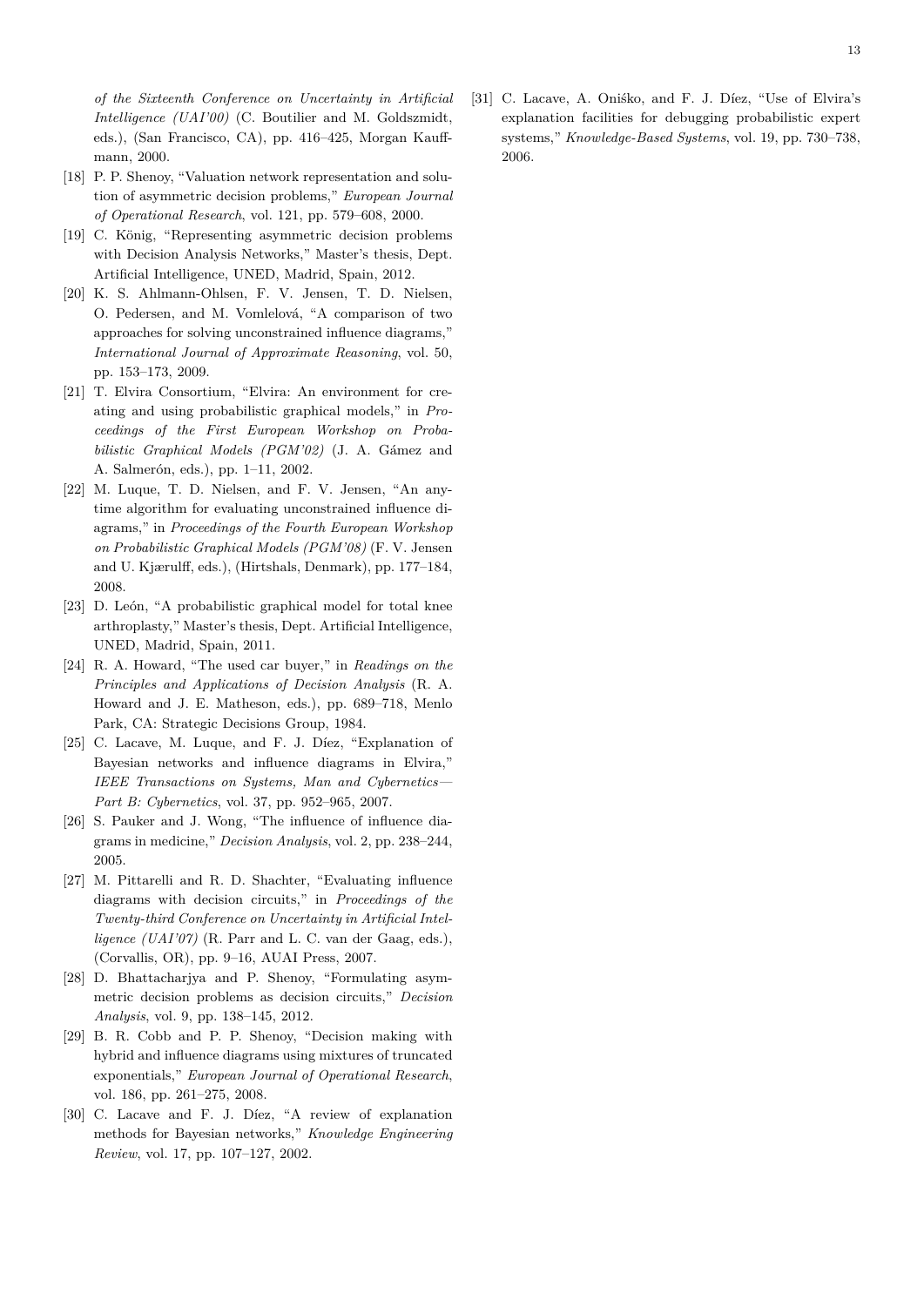*of the Sixteenth Conference on Uncertainty in Artificial Intelligence (UAI'00)* (C. Boutilier and M. Goldszmidt, eds.), (San Francisco, CA), pp. 416–425, Morgan Kauffmann, 2000.

[18] P. P. Shenoy, "Valuation network representation and solution of asymmetric decision problems," *European Journal of Operational Research*, vol. 121, pp. 579–608, 2000.

[19] C. König, "Representing asymmetric decision problems with Decision Analysis Networks," Master's thesis, Dept. Artificial Intelligence, UNED, Madrid, Spain, 2012.

[20] K. S. Ahlmann-Ohlsen, F. V. Jensen, T. D. Nielsen, O. Pedersen, and M. Vomlelová, "A comparison of two approaches for solving unconstrained influence diagrams," *International Journal of Approximate Reasoning*, vol. 50, pp. 153–173, 2009.

[21] T. Elvira Consortium, "Elvira: An environment for creating and using probabilistic graphical models," in *Proceedings of the First European Workshop on Probabilistic Graphical Models (PGM'02)* (J. A. Gámez and A. Salmerón, eds.), pp. 1–11, 2002.

[22] M. Luque, T. D. Nielsen, and F. V. Jensen, "An anytime algorithm for evaluating unconstrained influence diagrams," in *Proceedings of the Fourth European Workshop on Probabilistic Graphical Models (PGM'08)* (F. V. Jensen and U. Kjærulff, eds.), (Hirtshals, Denmark), pp. 177–184, 2008.

[23] D. León, "A probabilistic graphical model for total knee arthroplasty," Master's thesis, Dept. Artificial Intelligence, UNED, Madrid, Spain, 2011.

[24] R. A. Howard, "The used car buyer," in *Readings on the Principles and Applications of Decision Analysis* (R. A. Howard and J. E. Matheson, eds.), pp. 689–718, Menlo Park, CA: Strategic Decisions Group, 1984.

[25] C. Lacave, M. Luque, and F. J. Díez, "Explanation of Bayesian networks and influence diagrams in Elvira," *IEEE Transactions on Systems, Man and Cybernetics—Part B: Cybernetics*, vol. 37, pp. 952–965, 2007.

[26] S. Pauker and J. Wong, "The influence of influence diagrams in medicine," *Decision Analysis*, vol. 2, pp. 238–244, 2005.

[27] M. Pittarelli and R. D. Shachter, "Evaluating influence diagrams with decision circuits," in *Proceedings of the Twenty-third Conference on Uncertainty in Artificial Intelligence (UAI'07)* (R. Parr and L. C. van der Gaag, eds.), (Corvallis, OR), pp. 9–16, AUAI Press, 2007.

[28] D. Bhattacharjya and P. Shenoy, "Formulating asymmetric decision problems as decision circuits," *Decision Analysis*, vol. 9, pp. 138–145, 2012.

[29] B. R. Cobb and P. P. Shenoy, "Decision making with hybrid and influence diagrams using mixtures of truncated exponentials," *European Journal of Operational Research*, vol. 186, pp. 261–275, 2008.

[30] C. Lacave and F. J. Díez, "A review of explanation methods for Bayesian networks," *Knowledge Engineering Review*, vol. 17, pp. 107–127, 2002.

[31] C. Lacave, A. Oniśko, and F. J. Díez, "Use of Elvira's explanation facilities for debugging probabilistic expert systems," *Knowledge-Based Systems*, vol. 19, pp. 730–738, 2006.